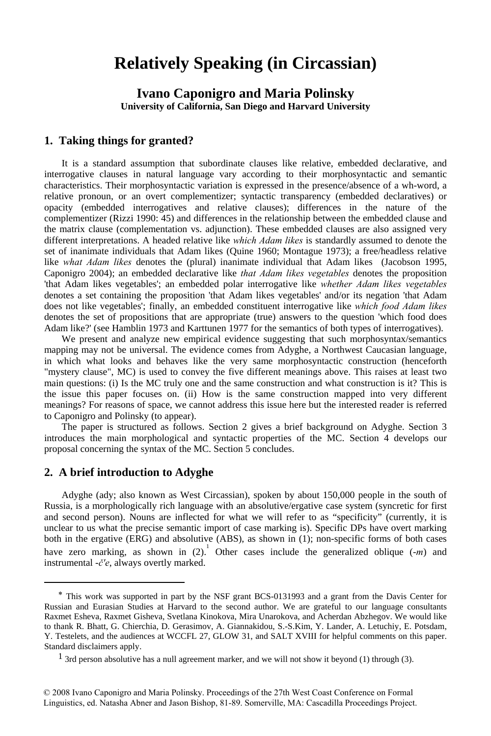# Relatively Speaking (in Circassian)

**Ivano Caponigro and Maria Polinsky**
**University of California, San Diego and Harvard University**

## 1. Taking things for granted?

It is a standard assumption that subordinate clauses like relative, embedded declarative, and interrogative clauses in natural language vary according to their morphosyntactic and semantic characteristics. Their morphosyntactic variation is expressed in the presence/absence of a wh-word, a relative pronoun, or an overt complementizer; syntactic transparency (embedded declaratives) or opacity (embedded interrogatives and relative clauses); differences in the nature of the complementizer (Rizzi 1990: 45) and differences in the relationship between the embedded clause and the matrix clause (complementation vs. adjunction). These embedded clauses are also assigned very different interpretations. A headed relative like *which Adam likes* is standardly assumed to denote the set of inanimate individuals that Adam likes (Quine 1960; Montague 1973); a free/headless relative like *what Adam likes* denotes the (plural) inanimate individual that Adam likes (Jacobson 1995, Caponigro 2004); an embedded declarative like *that Adam likes vegetables* denotes the proposition 'that Adam likes vegetables'; an embedded polar interrogative like *whether Adam likes vegetables* denotes a set containing the proposition 'that Adam likes vegetables' and/or its negation 'that Adam does not like vegetables'; finally, an embedded constituent interrogative like *which food Adam likes* denotes the set of propositions that are appropriate (true) answers to the question 'which food does Adam like?' (see Hamblin 1973 and Karttunen 1977 for the semantics of both types of interrogatives).

We present and analyze new empirical evidence suggesting that such morphosyntax/semantics mapping may not be universal. The evidence comes from Adyghe, a Northwest Caucasian language, in which what looks and behaves like the very same morphosyntactic construction (henceforth "mystery clause", MC) is used to convey the five different meanings above. This raises at least two main questions: (i) Is the MC truly one and the same construction and what construction is it? This is the issue this paper focuses on. (ii) How is the same construction mapped into very different meanings? For reasons of space, we cannot address this issue here but the interested reader is referred to Caponigro and Polinsky (to appear).

The paper is structured as follows. Section 2 gives a brief background on Adyghe. Section 3 introduces the main morphological and syntactic properties of the MC. Section 4 develops our proposal concerning the syntax of the MC. Section 5 concludes.

## 2. A brief introduction to Adyghe

Adyghe (ady; also known as West Circassian), spoken by about 150,000 people in the south of Russia, is a morphologically rich language with an absolutive/ergative case system (syncretic for first and second person). Nouns are inflected for what we will refer to as "specificity" (currently, it is unclear to us what the precise semantic import of case marking is). Specific DPs have overt marking both in the ergative (ERG) and absolutive (ABS), as shown in (1); non-specific forms of both cases have zero marking, as shown in (2).[1] Other cases include the generalized oblique (*-m*) and instrumental *-č'e*, always overtly marked.

---

\* This work was supported in part by the NSF grant BCS-0131993 and a grant from the Davis Center for Russian and Eurasian Studies at Harvard to the second author. We are grateful to our language consultants Raxmet Esheva, Raxmet Gisheva, Svetlana Kinokova, Mira Unarokova, and Acherdan Abzhegov. We would like to thank R. Bhatt, G. Chierchia, D. Gerasimov, A. Giannakidou, S.-S.Kim, Y. Lander, A. Letuchiy, E. Potsdam, Y. Testelets, and the audiences at WCCFL 27, GLOW 31, and SALT XVIII for helpful comments on this paper. Standard disclaimers apply.

[1] 3rd person absolutive has a null agreement marker, and we will not show it beyond (1) through (3).

© 2008 Ivano Caponigro and Maria Polinsky. Proceedings of the 27th West Coast Conference on Formal Linguistics, ed. Natasha Abner and Jason Bishop, 81-89. Somerville, MA: Cascadilla Proceedings Project.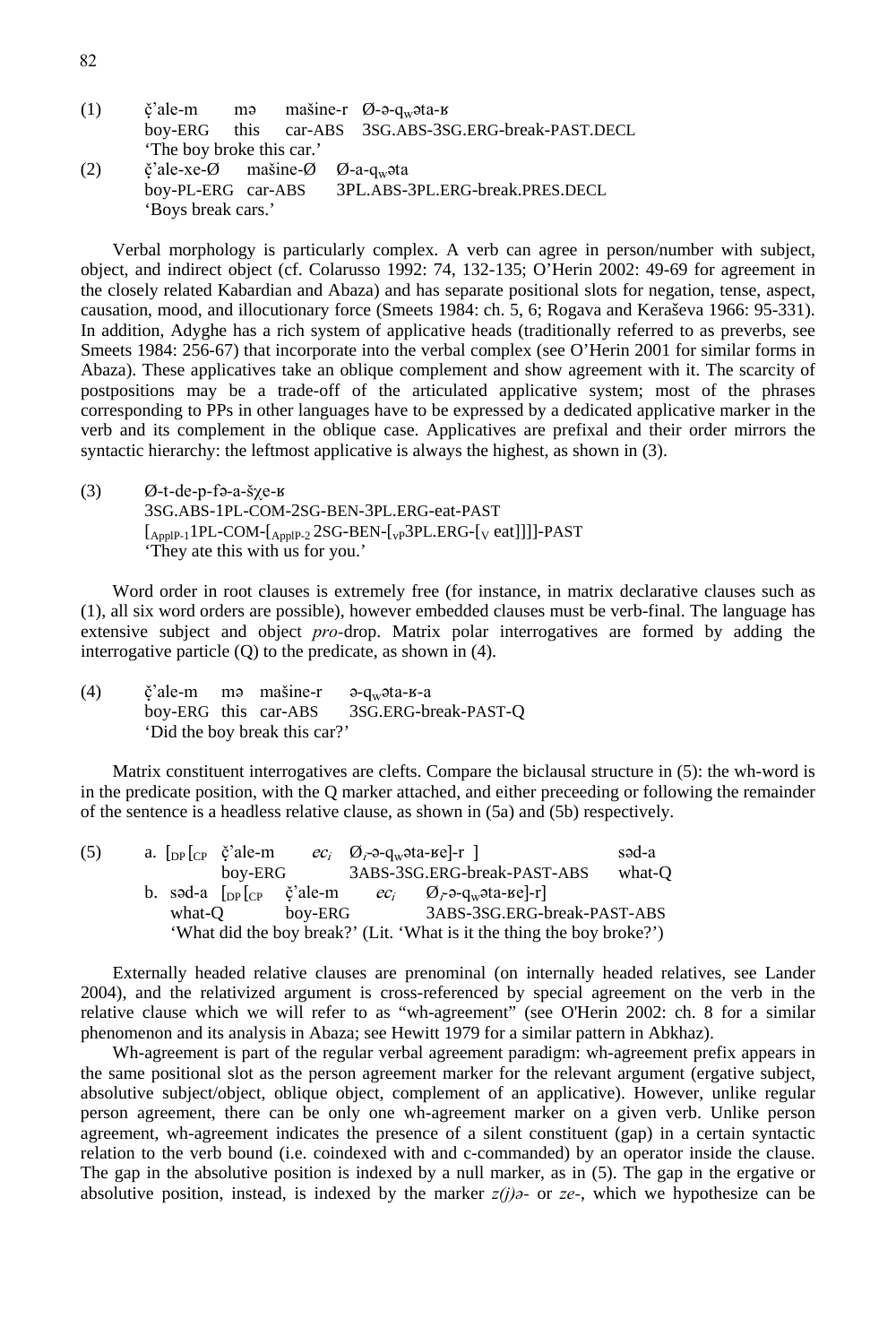(1) č̣'ale-m mə mašine-r Ø-ə-q$_w$əta-ʁ
    boy-ERG this car-ABS 3SG.ABS-3SG.ERG-break-PAST.DECL
    'The boy broke this car.'

(2) č̣'ale-xe-Ø mašine-Ø Ø-a-q$_w$əta
    boy-PL-ERG car-ABS 3PL.ABS-3PL.ERG-break.PRES.DECL
    'Boys break cars.'

Verbal morphology is particularly complex. A verb can agree in person/number with subject, object, and indirect object (cf. Colarusso 1992: 74, 132-135; O'Herin 2002: 49-69 for agreement in the closely related Kabardian and Abaza) and has separate positional slots for negation, tense, aspect, causation, mood, and illocutionary force (Smeets 1984: ch. 5, 6; Rogava and Keraševa 1966: 95-331). In addition, Adyghe has a rich system of applicative heads (traditionally referred to as preverbs, see Smeets 1984: 256-67) that incorporate into the verbal complex (see O'Herin 2001 for similar forms in Abaza). These applicatives take an oblique complement and show agreement with it. The scarcity of postpositions may be a trade-off of the articulated applicative system; most of the phrases corresponding to PPs in other languages have to be expressed by a dedicated applicative marker in the verb and its complement in the oblique case. Applicatives are prefixal and their order mirrors the syntactic hierarchy: the leftmost applicative is always the highest, as shown in (3).

(3) Ø-t-de-p-fə-a-šχe-ʁ
    3SG.ABS-1PL-COM-2SG-BEN-3PL.ERG-eat-PAST
    [$_{ApplP-1}$1PL-COM-[$_{ApplP-2}$ 2SG-BEN-[$_{vP}$3PL.ERG-[$_V$ eat]]]]-PAST
    'They ate this with us for you.'

Word order in root clauses is extremely free (for instance, in matrix declarative clauses such as (1), all six word orders are possible), however embedded clauses must be verb-final. The language has extensive subject and object *pro*-drop. Matrix polar interrogatives are formed by adding the interrogative particle (Q) to the predicate, as shown in (4).

(4) č̣'ale-m mə mašine-r ə-q$_w$əta-ʁ-a
    boy-ERG this car-ABS 3SG.ERG-break-PAST-Q
    'Did the boy break this car?'

Matrix constituent interrogatives are clefts. Compare the biclausal structure in (5): the wh-word is in the predicate position, with the Q marker attached, and either preceeding or following the remainder of the sentence is a headless relative clause, as shown in (5a) and (5b) respectively.

(5) a. [$_{DP}$[$_{CP}$ č̣'ale-m *ec$_i$* Ø$_i$-ə-q$_w$əta-ʁe]-r ] səd-a
       boy-ERG 3ABS-3SG.ERG-break-PAST-ABS what-Q
    b. səd-a [$_{DP}$[$_{CP}$ č̣'ale-m *ec$_i$* Ø$_i$-ə-q$_w$əta-ʁe]-r]
       what-Q boy-ERG 3ABS-3SG.ERG-break-PAST-ABS
    'What did the boy break?' (Lit. 'What is it the thing the boy broke?')

Externally headed relative clauses are prenominal (on internally headed relatives, see Lander 2004), and the relativized argument is cross-referenced by special agreement on the verb in the relative clause which we will refer to as "wh-agreement" (see O'Herin 2002: ch. 8 for a similar phenomenon and its analysis in Abaza; see Hewitt 1979 for a similar pattern in Abkhaz).

Wh-agreement is part of the regular verbal agreement paradigm: wh-agreement prefix appears in the same positional slot as the person agreement marker for the relevant argument (ergative subject, absolutive subject/object, oblique object, complement of an applicative). However, unlike regular person agreement, there can be only one wh-agreement marker on a given verb. Unlike person agreement, wh-agreement indicates the presence of a silent constituent (gap) in a certain syntactic relation to the verb bound (i.e. coindexed with and c-commanded) by an operator inside the clause. The gap in the absolutive position is indexed by a null marker, as in (5). The gap in the ergative or absolutive position, instead, is indexed by the marker *z(j)ə-* or *ze-*, which we hypothesize can be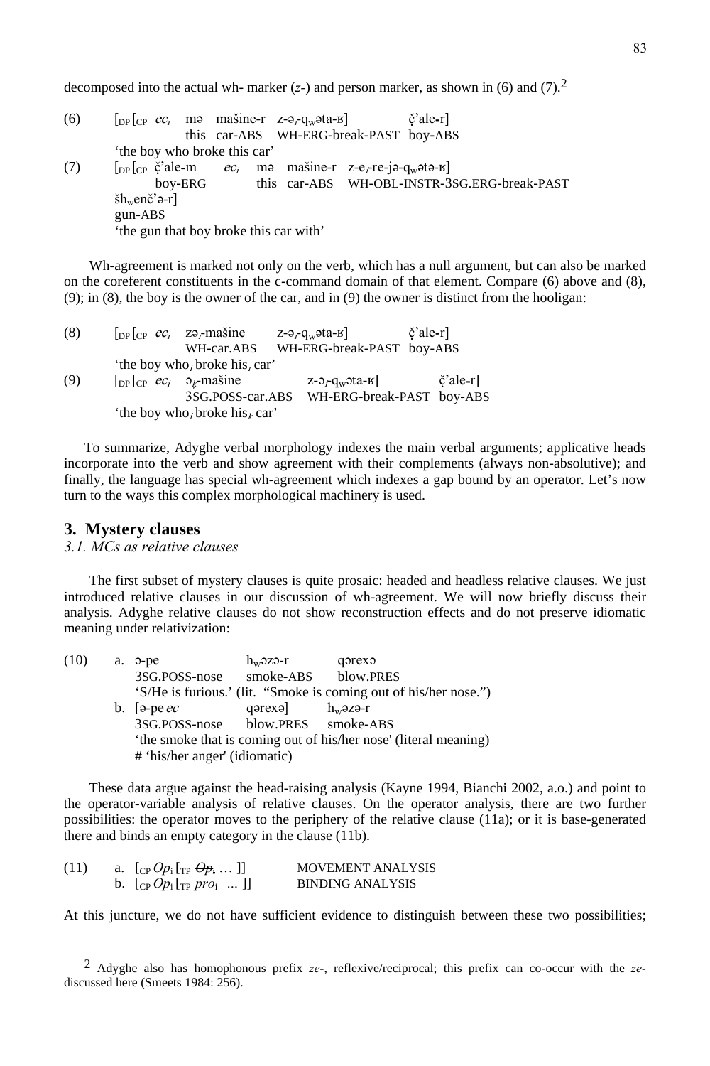decomposed into the actual wh- marker (*z-*) and person marker, as shown in (6) and (7).[2]

(6) [DP [CP *ec*$_i$ mə mašine-r z-ə$_i$-q$_w$əta-ʁ] č̣'ale-r]
        this car-ABS WH-ERG-break-PAST boy-ABS
    'the boy who broke this car'

(7) [DP [CP č̣'ale-m *ec*$_i$ mə mašine-r z-e$_i$-re-jə-q$_w$ətə-ʁ]
        boy-ERG this car-ABS WH-OBL-INSTR-3SG.ERG-break-PAST
    šh$_w$enč'ə-r]
    gun-ABS
    'the gun that boy broke this car with'

Wh-agreement is marked not only on the verb, which has a null argument, but can also be marked on the coreferent constituents in the c-command domain of that element. Compare (6) above and (8), (9); in (8), the boy is the owner of the car, and in (9) the owner is distinct from the hooligan:

(8) [DP [CP *ec*$_i$ zə$_i$-mašine z-ə$_i$-q$_w$əta-ʁ] č̣'ale-r]
        WH-car.ABS WH-ERG-break-PAST boy-ABS
    'the boy who$_i$ broke his$_i$ car'

(9) [DP [CP *ec*$_i$ ə$_k$-mašine z-ə$_i$-q$_w$əta-ʁ] č̣'ale-r]
        3SG.POSS-car.ABS WH-ERG-break-PAST boy-ABS
    'the boy who$_i$ broke his$_k$ car'

To summarize, Adyghe verbal morphology indexes the main verbal arguments; applicative heads incorporate into the verb and show agreement with their complements (always non-absolutive); and finally, the language has special wh-agreement which indexes a gap bound by an operator. Let's now turn to the ways this complex morphological machinery is used.

## 3. Mystery clauses

### *3.1. MCs as relative clauses*

The first subset of mystery clauses is quite prosaic: headed and headless relative clauses. We just introduced relative clauses in our discussion of wh-agreement. We will now briefly discuss their analysis. Adyghe relative clauses do not show reconstruction effects and do not preserve idiomatic meaning under relativization:

(10) a. ə-pe h$_w$əzə-r qərexə
        3SG.POSS-nose smoke-ABS blow.PRES
        'S/He is furious.' (lit. "Smoke is coming out of his/her nose.")
     b. [ə-pe *ec* qərexə] h$_w$əzə-r
        3SG.POSS-nose blow.PRES smoke-ABS
        'the smoke that is coming out of his/her nose' (literal meaning)
        # 'his/her anger' (idiomatic)

These data argue against the head-raising analysis (Kayne 1994, Bianchi 2002, a.o.) and point to the operator-variable analysis of relative clauses. On the operator analysis, there are two further possibilities: the operator moves to the periphery of the relative clause (11a); or it is base-generated there and binds an empty category in the clause (11b).

(11) a. [CP *Op*$_i$ [TP ~~*Op*$_i$~~ … ]] MOVEMENT ANALYSIS
     b. [CP *Op*$_i$ [TP *pro*$_i$ … ]] BINDING ANALYSIS

At this juncture, we do not have sufficient evidence to distinguish between these two possibilities;

[2] Adyghe also has homophonous prefix *ze-*, reflexive/reciprocal; this prefix can co-occur with the *ze-* discussed here (Smeets 1984: 256).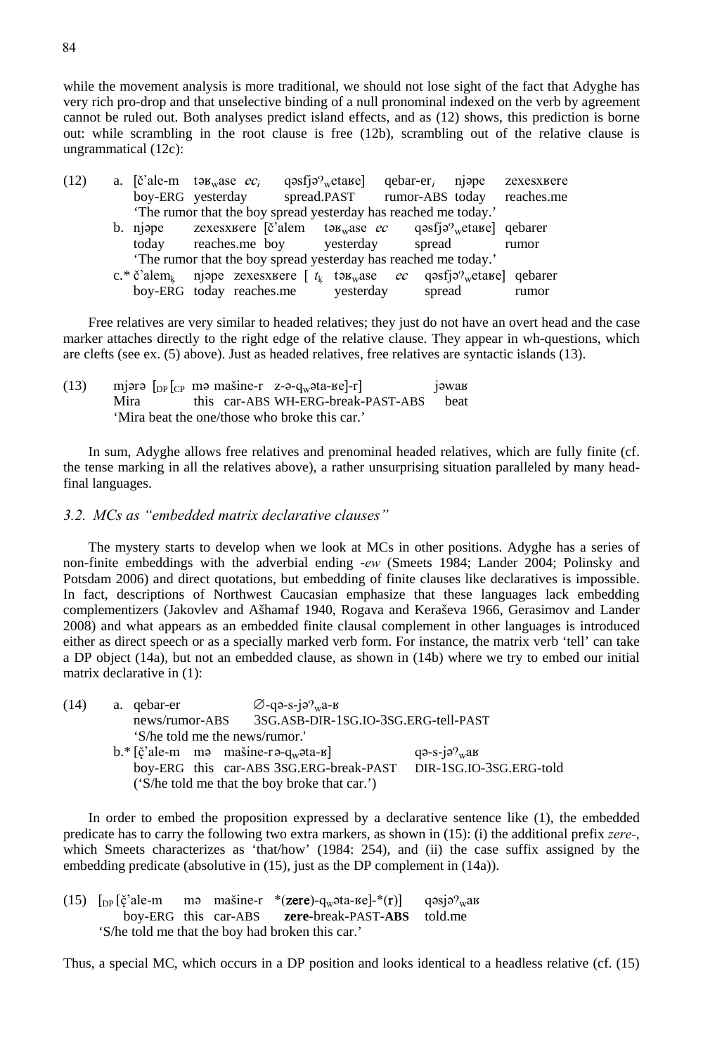while the movement analysis is more traditional, we should not lose sight of the fact that Adyghe has very rich pro-drop and that unselective binding of a null pronominal indexed on the verb by agreement cannot be ruled out. Both analyses predict island effects, and as (12) shows, this prediction is borne out: while scrambling in the root clause is free (12b), scrambling out of the relative clause is ungrammatical (12c):

(12) a. [č'ale-m təʁ$_w$ase *ec$_i$* qəsfjəʔ$_w$etaʁe] qebar-er$_i$ njəpe zexesxʁere
boy-ERG yesterday spread.PAST rumor-ABS today reaches.me
'The rumor that the boy spread yesterday has reached me today.'

b. njəpe zexesxʁere [č'alem təʁ$_w$ase *ec* qəsfjəʔ$_w$etaʁe] qebarer
today reaches.me boy yesterday spread rumor
'The rumor that the boy spread yesterday has reached me today.'

c.* č'alem$_k$ njəpe zexesxʁere [ $t_k$ təʁ$_w$ase *ec* qəsfjəʔ$_w$etaʁe] qebarer
boy-ERG today reaches.me yesterday spread rumor

Free relatives are very similar to headed relatives; they just do not have an overt head and the case marker attaches directly to the right edge of the relative clause. They appear in wh-questions, which are clefts (see ex. (5) above). Just as headed relatives, free relatives are syntactic islands (13).

(13) mjərə [$_{DP}$ [$_{CP}$ mə mašine-r z-ə-q$_w$əta-ʁe]-r] jəwaʁ
Mira this car-ABS WH-ERG-break-PAST-ABS beat
'Mira beat the one/those who broke this car.'

In sum, Adyghe allows free relatives and prenominal headed relatives, which are fully finite (cf. the tense marking in all the relatives above), a rather unsurprising situation paralleled by many head-final languages.

### *3.2. MCs as "embedded matrix declarative clauses"*

The mystery starts to develop when we look at MCs in other positions. Adyghe has a series of non-finite embeddings with the adverbial ending -*ew* (Smeets 1984; Lander 2004; Polinsky and Potsdam 2006) and direct quotations, but embedding of finite clauses like declaratives is impossible. In fact, descriptions of Northwest Caucasian emphasize that these languages lack embedding complementizers (Jakovlev and Ašhamaf 1940, Rogava and Keraševa 1966, Gerasimov and Lander 2008) and what appears as an embedded finite clausal complement in other languages is introduced either as direct speech or as a specially marked verb form. For instance, the matrix verb 'tell' can take a DP object (14a), but not an embedded clause, as shown in (14b) where we try to embed our initial matrix declarative in (1):

(14) a. qebar-er ∅-qə-s-jəʔ$_w$a-ʁ
news/rumor-ABS 3SG.ASB-DIR-1SG.IO-3SG.ERG-tell-PAST
'S/he told me the news/rumor.'

b.* [č'ale-m mə mašine-r ə-q$_w$əta-ʁ] qə-s-jəʔ$_w$aʁ
boy-ERG this car-ABS 3SG.ERG-break-PAST DIR-1SG.IO-3SG.ERG-told
('S/he told me that the boy broke that car.')

In order to embed the proposition expressed by a declarative sentence like (1), the embedded predicate has to carry the following two extra markers, as shown in (15): (i) the additional prefix *zere*-, which Smeets characterizes as 'that/how' (1984: 254), and (ii) the case suffix assigned by the embedding predicate (absolutive in (15), just as the DP complement in (14a)).

(15) [$_{DP}$ [č'ale-m mə mašine-r *(**zere**)-q$_w$əta-ʁe]-*(**r**)] qəsjəʔ$_w$aʁ
boy-ERG this car-ABS **zere**-break-PAST-**ABS** told.me
'S/he told me that the boy had broken this car.'

Thus, a special MC, which occurs in a DP position and looks identical to a headless relative (cf. (15)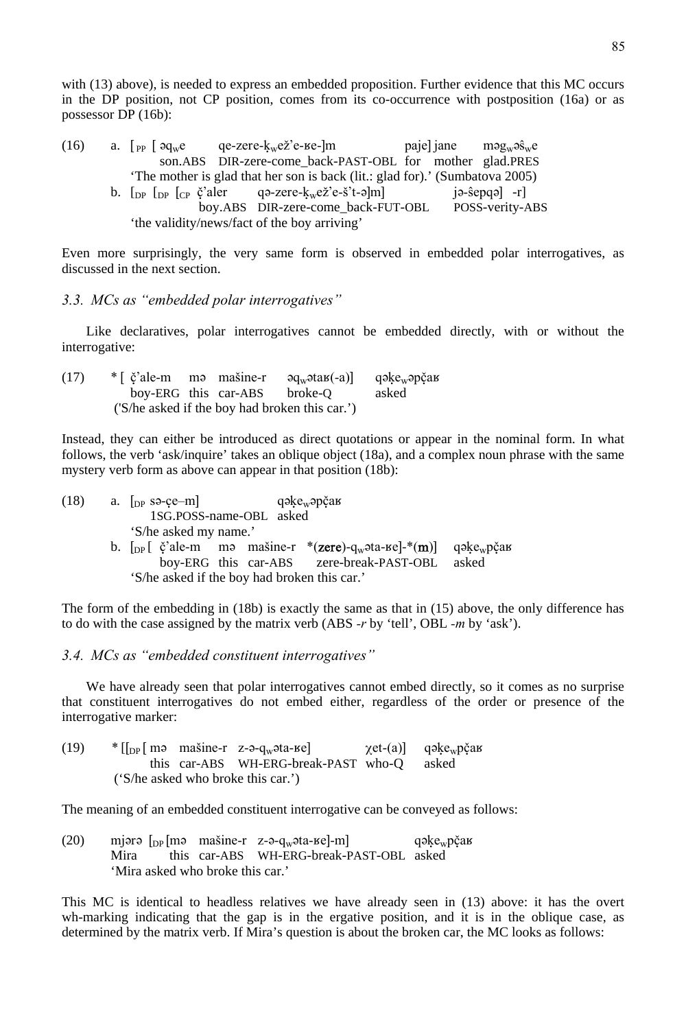with (13) above), is needed to express an embedded proposition. Further evidence that this MC occurs in the DP position, not CP position, comes from its co-occurrence with postposition (16a) or as possessor DP (16b):

(16) a. [$_{PP}$ [ əq$_w$e qe-zere-ḳ$_w$ež'e-ʁe-]m paje] jane məg$_w$əŝ$_w$e
son.ABS DIR-zere-come_back-PAST-OBL for mother glad.PRES
'The mother is glad that her son is back (lit.: glad for).' (Sumbatova 2005)

b. [$_{DP}$ [$_{DP}$ [$_{CP}$ č̣'aler qə-zere-ḳ$_w$ež'e-š'-ə]m] jə-ŝepqə] -r]
boy.ABS DIR-zere-come_back-FUT-OBL POSS-verity-ABS
'the validity/news/fact of the boy arriving'

Even more surprisingly, the very same form is observed in embedded polar interrogatives, as discussed in the next section.

### *3.3. MCs as "embedded polar interrogatives"*

Like declaratives, polar interrogatives cannot be embedded directly, with or without the interrogative:

(17) * [ č̣'ale-m mə mašine-r əq$_w$ətaʁ(-a)] qəḳe$_w$əpčaʁ
boy-ERG this car-ABS broke-Q asked
('S/he asked if the boy had broken this car.')

Instead, they can either be introduced as direct quotations or appear in the nominal form. In what follows, the verb 'ask/inquire' takes an oblique object (18a), and a complex noun phrase with the same mystery verb form as above can appear in that position (18b):

(18) a. [$_{DP}$ sə-çe–m] qəḳe$_w$əpčaʁ
1SG.POSS-name-OBL asked
'S/he asked my name.'

b. [$_{DP}$ [ č̣'ale-m mə mašine-r *(**zere**)-q$_w$əta-ʁe]-*(**m**)] qəḳe$_w$pčaʁ
boy-ERG this car-ABS zere-break-PAST-OBL asked
'S/he asked if the boy had broken this car.'

The form of the embedding in (18b) is exactly the same as that in (15) above, the only difference has to do with the case assigned by the matrix verb (ABS *-r* by 'tell', OBL *-m* by 'ask').

### *3.4. MCs as "embedded constituent interrogatives"*

We have already seen that polar interrogatives cannot embed directly, so it comes as no surprise that constituent interrogatives do not embed either, regardless of the order or presence of the interrogative marker:

(19) * [[$_{DP}$ [ mə mašine-r z-ə-q$_w$əta-ʁe] χet-(a)] qəḳe$_w$pčaʁ
this car-ABS WH-ERG-break-PAST who-Q asked
('S/he asked who broke this car.')

The meaning of an embedded constituent interrogative can be conveyed as follows:

(20) mjərə [$_{DP}$ [mə mašine-r z-ə-q$_w$əta-ʁe]-m] qəḳe$_w$pčaʁ
Mira this car-ABS WH-ERG-break-PAST-OBL asked
'Mira asked who broke this car.'

This MC is identical to headless relatives we have already seen in (13) above: it has the overt wh-marking indicating that the gap is in the ergative position, and it is in the oblique case, as determined by the matrix verb. If Mira's question is about the broken car, the MC looks as follows: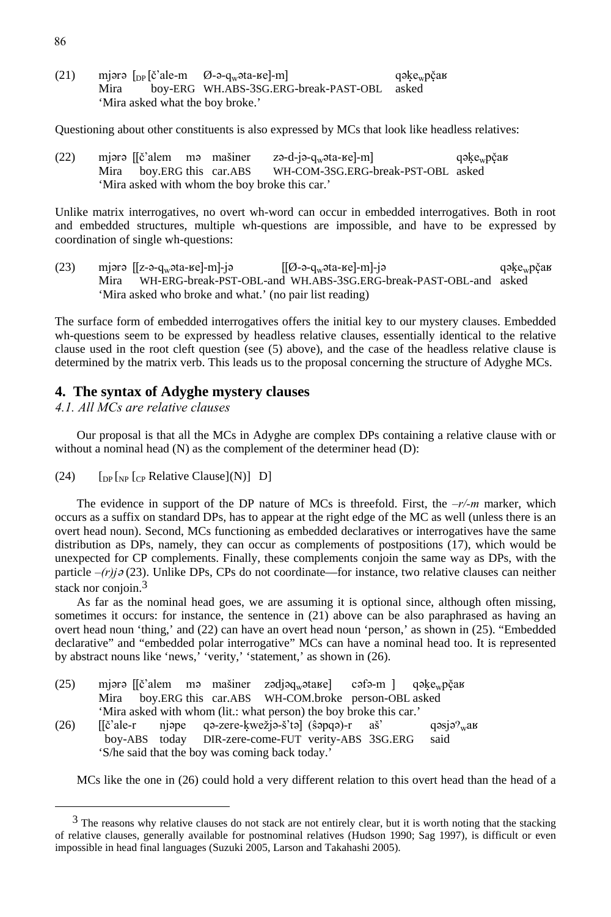(21) mjərə [$_{DP}$ [č'ale-m Ø-ə-q$_w$əta-ʁe]-m] qəķe$_w$pčaʁ
Mira boy-ERG WH.ABS-3SG.ERG-break-PAST-OBL asked
'Mira asked what the boy broke.'

Questioning about other constituents is also expressed by MCs that look like headless relatives:

(22) mjərə [[č'alem mə mašiner zə-d-jə-q$_w$əta-ʁe]-m] qəķe$_w$pčaʁ
Mira boy.ERG this car.ABS WH-COM-3SG.ERG-break-PST-OBL asked
'Mira asked with whom the boy broke this car.'

Unlike matrix interrogatives, no overt wh-word can occur in embedded interrogatives. Both in root and embedded structures, multiple wh-questions are impossible, and have to be expressed by coordination of single wh-questions:

(23) mjərə [[z-ə-q$_w$əta-ʁe]-m]-jə [[Ø-ə-q$_w$əta-ʁe]-m]-jə qəķe$_w$pčaʁ
Mira WH-ERG-break-PST-OBL-and WH.ABS-3SG.ERG-break-PAST-OBL-and asked
'Mira asked who broke and what.' (no pair list reading)

The surface form of embedded interrogatives offers the initial key to our mystery clauses. Embedded wh-questions seem to be expressed by headless relative clauses, essentially identical to the relative clause used in the root cleft question (see (5) above), and the case of the headless relative clause is determined by the matrix verb. This leads us to the proposal concerning the structure of Adyghe MCs.

## 4. The syntax of Adyghe mystery clauses

### *4.1. All MCs are relative clauses*

Our proposal is that all the MCs in Adyghe are complex DPs containing a relative clause with or without a nominal head (N) as the complement of the determiner head (D):

(24) [$_{DP}$ [$_{NP}$ [$_{CP}$ Relative Clause](N)] D]

The evidence in support of the DP nature of MCs is threefold. First, the *–r/-m* marker, which occurs as a suffix on standard DPs, has to appear at the right edge of the MC as well (unless there is an overt head noun). Second, MCs functioning as embedded declaratives or interrogatives have the same distribution as DPs, namely, they can occur as complements of postpositions (17), which would be unexpected for CP complements. Finally, these complements conjoin the same way as DPs, with the particle *–(r)jə* (23). Unlike DPs, CPs do not coordinate—for instance, two relative clauses can neither stack nor conjoin.[3]

As far as the nominal head goes, we are assuming it is optional since, although often missing, sometimes it occurs: for instance, the sentence in (21) above can be also paraphrased as having an overt head noun 'thing,' and (22) can have an overt head noun 'person,' as shown in (25). "Embedded declarative" and "embedded polar interrogative" MCs can have a nominal head too. It is represented by abstract nouns like 'news,' 'verity,' 'statement,' as shown in (26).

(25) mjərə [[č'alem mə mašiner zədjəq$_w$ətaʁe] cəfə-m ] qəķe$_w$pčaʁ
Mira boy.ERG this car.ABS WH-COM.broke person-OBL asked
'Mira asked with whom (lit.: what person) the boy broke this car.'

(26) [[č'ale-r njəpe qə-zere-ķwežjə-š'tə] (šəpqə)-r aš' qəsjəˀ$_w$aʁ
boy-ABS today DIR-zere-come-FUT verity-ABS 3SG.ERG said
'S/he said that the boy was coming back today.'

MCs like the one in (26) could hold a very different relation to this overt head than the head of a

[3] The reasons why relative clauses do not stack are not entirely clear, but it is worth noting that the stacking of relative clauses, generally available for postnominal relatives (Hudson 1990; Sag 1997), is difficult or even impossible in head final languages (Suzuki 2005, Larson and Takahashi 2005).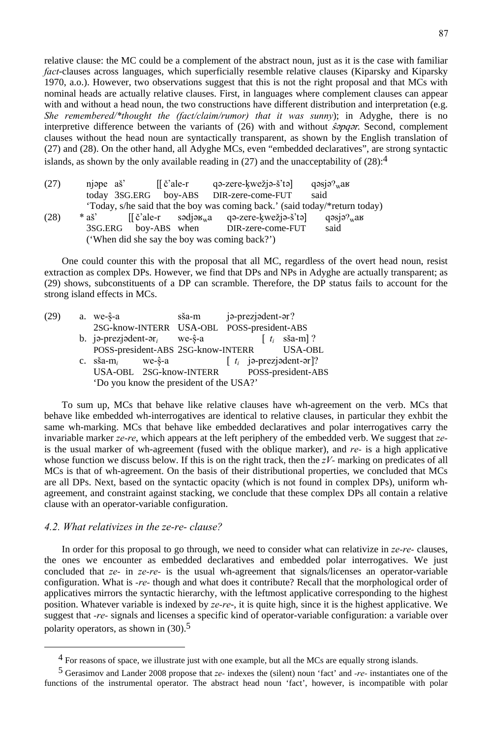relative clause: the MC could be a complement of the abstract noun, just as it is the case with familiar *fact*-clauses across languages, which superficially resemble relative clauses (Kiparsky and Kiparsky 1970, a.o.). However, two observations suggest that this is not the right proposal and that MCs with nominal heads are actually relative clauses. First, in languages where complement clauses can appear with and without a head noun, the two constructions have different distribution and interpretation (e.g. *She remembered/\*thought the (fact/claim/rumor) that it was sunny*); in Adyghe, there is no interpretive difference between the variants of (26) with and without *ŝəpqər*. Second, complement clauses without the head noun are syntactically transparent, as shown by the English translation of (27) and (28). On the other hand, all Adyghe MCs, even "embedded declaratives", are strong syntactic islands, as shown by the only available reading in (27) and the unacceptability of (28):[4]

(27) njəpe aš' [[ č'ale-r qə-zere-ķwežjə-š'tə] qəsjəʔ$_w$aʁ
 today 3SG.ERG boy-ABS DIR-zere-come-FUT said
 'Today, s/he said that the boy was coming back.' (said today/\*return today)

(28) \* aš' [[ č'ale-r sədjəʁ$_w$a qə-zere-ķwežjə-š'tə] qəsjəʔ$_w$aʁ
 3SG.ERG boy-ABS when DIR-zere-come-FUT said
 ('When did she say the boy was coming back?')

One could counter this with the proposal that all MC, regardless of the overt head noun, resist extraction as complex DPs. However, we find that DPs and NPs in Adyghe are actually transparent; as (29) shows, subconstituents of a DP can scramble. Therefore, the DP status fails to account for the strong island effects in MCs.

(29) a. we-ŝ-a sša-m jə-prezjədent-ər?
 2SG-know-INTERR USA-OBL POSS-president-ABS
 b. jə-prezjədent-ər$_i$ we-ŝ-a [ $t_i$ sša-m] ?
 POSS-president-ABS 2SG-know-INTERR USA-OBL
 c. sša-m$_i$ we-ŝ-a [ $t_i$ jə-prezjədent-ər]?
 USA-OBL 2SG-know-INTERR POSS-president-ABS
 'Do you know the president of the USA?'

To sum up, MCs that behave like relative clauses have wh-agreement on the verb. MCs that behave like embedded wh-interrogatives are identical to relative clauses, in particular they exhbit the same wh-marking. MCs that behave like embedded declaratives and polar interrogatives carry the invariable marker *ze-re*, which appears at the left periphery of the embedded verb. We suggest that *ze-* is the usual marker of wh-agreement (fused with the oblique marker), and *re-* is a high applicative whose function we discuss below. If this is on the right track, then the *zV-* marking on predicates of all MCs is that of wh-agreement. On the basis of their distributional properties, we concluded that MCs are all DPs. Next, based on the syntactic opacity (which is not found in complex DPs), uniform wh-agreement, and constraint against stacking, we conclude that these complex DPs all contain a relative clause with an operator-variable configuration.

### *4.2. What relativizes in the ze-re- clause?*

In order for this proposal to go through, we need to consider what can relativize in *ze-re-* clauses, the ones we encounter as embedded declaratives and embedded polar interrogatives. We just concluded that *ze-* in *ze-re-* is the usual wh-agreement that signals/licenses an operator-variable configuration. What is *-re-* though and what does it contribute? Recall that the morphological order of applicatives mirrors the syntactic hierarchy, with the leftmost applicative corresponding to the highest position. Whatever variable is indexed by *ze-re-*, it is quite high, since it is the highest applicative. We suggest that *-re-* signals and licenses a specific kind of operator-variable configuration: a variable over polarity operators, as shown in (30).[5]

---

[4] For reasons of space, we illustrate just with one example, but all the MCs are equally strong islands.

[5] Gerasimov and Lander 2008 propose that *ze-* indexes the (silent) noun 'fact' and *-re-* instantiates one of the functions of the instrumental operator. The abstract head noun 'fact', however, is incompatible with polar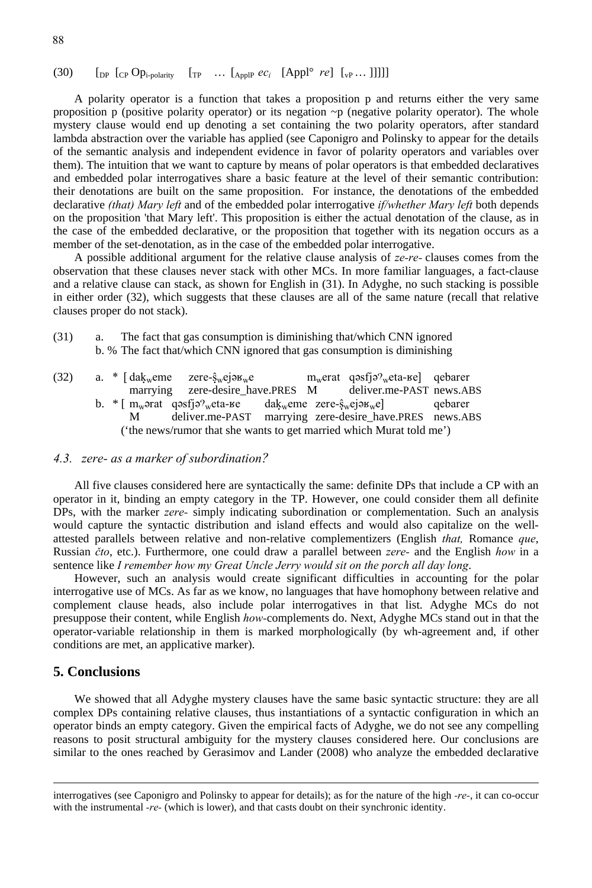(30) $[_{DP}\ [_{CP}\ Op_{i\text{-polarity}}\ \ [_{TP}\ \ldots\ [_{ApplP}\ ec_i\ \ [Appl°\ re]\ \ [_{vP} \ldots\ ]]]]]$

A polarity operator is a function that takes a proposition p and returns either the very same proposition p (positive polarity operator) or its negation ~p (negative polarity operator). The whole mystery clause would end up denoting a set containing the two polarity operators, after standard lambda abstraction over the variable has applied (see Caponigro and Polinsky to appear for the details of the semantic analysis and independent evidence in favor of polarity operators and variables over them). The intuition that we want to capture by means of polar operators is that embedded declaratives and embedded polar interrogatives share a basic feature at the level of their semantic contribution: their denotations are built on the same proposition. For instance, the denotations of the embedded declarative *(that) Mary left* and of the embedded polar interrogative *if/whether Mary left* both depends on the proposition 'that Mary left'. This proposition is either the actual denotation of the clause, as in the case of the embedded declarative, or the proposition that together with its negation occurs as a member of the set-denotation, as in the case of the embedded polar interrogative.

A possible additional argument for the relative clause analysis of *ze-re-* clauses comes from the observation that these clauses never stack with other MCs. In more familiar languages, a fact-clause and a relative clause can stack, as shown for English in (31). In Adyghe, no such stacking is possible in either order (32), which suggests that these clauses are all of the same nature (recall that relative clauses proper do not stack).

(31) a. The fact that gas consumption is diminishing that/which CNN ignored
 b. % The fact that/which CNN ignored that gas consumption is diminishing

(32) a. * [ dak̦ʷeme zere-ŝʷejəʁʷe mʷerat qəsfjəˀʷeta-ʁe] qebarer
 marrying zere-desire_have.PRES M deliver.me-PAST news.ABS
 b. * [ mʷərat qəsfjəˀʷeta-ʁe dak̦ʷeme zere-ŝʷejəʁʷe] qebarer
 M deliver.me-PAST marrying zere-desire_have.PRES news.ABS
 ('the news/rumor that she wants to get married which Murat told me')

### 4.3. zere- as a marker of subordination?

All five clauses considered here are syntactically the same: definite DPs that include a CP with an operator in it, binding an empty category in the TP. However, one could consider them all definite DPs, with the marker *zere-* simply indicating subordination or complementation. Such an analysis would capture the syntactic distribution and island effects and would also capitalize on the well-attested parallels between relative and non-relative complementizers (English *that,* Romance *que*, Russian *čto*, etc.). Furthermore, one could draw a parallel between *zere-* and the English *how* in a sentence like *I remember how my Great Uncle Jerry would sit on the porch all day long*.

However, such an analysis would create significant difficulties in accounting for the polar interrogative use of MCs. As far as we know, no languages that have homophony between relative and complement clause heads, also include polar interrogatives in that list. Adyghe MCs do not presuppose their content, while English *how*-complements do. Next, Adyghe MCs stand out in that the operator-variable relationship in them is marked morphologically (by wh-agreement and, if other conditions are met, an applicative marker).

## 5. Conclusions

We showed that all Adyghe mystery clauses have the same basic syntactic structure: they are all complex DPs containing relative clauses, thus instantiations of a syntactic configuration in which an operator binds an empty category. Given the empirical facts of Adyghe, we do not see any compelling reasons to posit structural ambiguity for the mystery clauses considered here. Our conclusions are similar to the ones reached by Gerasimov and Lander (2008) who analyze the embedded declarative

---

interrogatives (see Caponigro and Polinsky to appear for details); as for the nature of the high *-re-*, it can co-occur with the instrumental *-re-* (which is lower), and that casts doubt on their synchronic identity.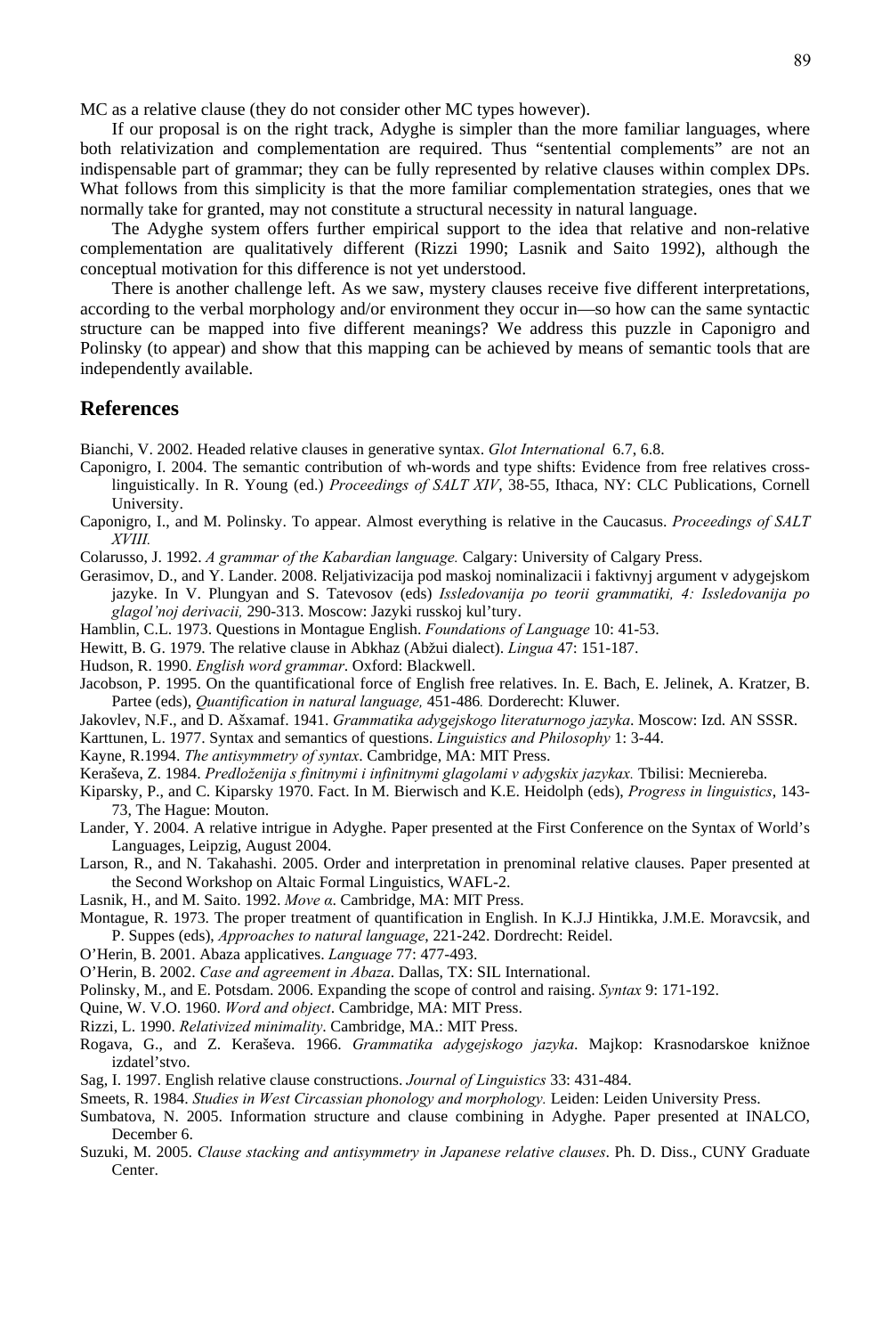MC as a relative clause (they do not consider other MC types however).

If our proposal is on the right track, Adyghe is simpler than the more familiar languages, where both relativization and complementation are required. Thus "sentential complements" are not an indispensable part of grammar; they can be fully represented by relative clauses within complex DPs. What follows from this simplicity is that the more familiar complementation strategies, ones that we normally take for granted, may not constitute a structural necessity in natural language.

The Adyghe system offers further empirical support to the idea that relative and non-relative complementation are qualitatively different (Rizzi 1990; Lasnik and Saito 1992), although the conceptual motivation for this difference is not yet understood.

There is another challenge left. As we saw, mystery clauses receive five different interpretations, according to the verbal morphology and/or environment they occur in—so how can the same syntactic structure can be mapped into five different meanings? We address this puzzle in Caponigro and Polinsky (to appear) and show that this mapping can be achieved by means of semantic tools that are independently available.

## References

Bianchi, V. 2002. Headed relative clauses in generative syntax. *Glot International* 6.7, 6.8.

Caponigro, I. 2004. The semantic contribution of wh-words and type shifts: Evidence from free relatives cross-linguistically. In R. Young (ed.) *Proceedings of SALT XIV*, 38-55, Ithaca, NY: CLC Publications, Cornell University.

Caponigro, I., and M. Polinsky. To appear. Almost everything is relative in the Caucasus. *Proceedings of SALT XVIII.*

Colarusso, J. 1992. *A grammar of the Kabardian language.* Calgary: University of Calgary Press.

Gerasimov, D., and Y. Lander. 2008. Reljativizacija pod maskoj nominalizacii i faktivnyj argument v adygejskom jazyke. In V. Plungyan and S. Tatevosov (eds) *Issledovanija po teorii grammatiki, 4: Issledovanija po glagol'noj derivacii,* 290-313. Moscow: Jazyki russkoj kul'tury.

Hamblin, C.L. 1973. Questions in Montague English. *Foundations of Language* 10: 41-53.

Hewitt, B. G. 1979. The relative clause in Abkhaz (Abžui dialect). *Lingua* 47: 151-187.

Hudson, R. 1990. *English word grammar*. Oxford: Blackwell.

Jacobson, P. 1995. On the quantificational force of English free relatives. In. E. Bach, E. Jelinek, A. Kratzer, B. Partee (eds), *Quantification in natural language,* 451-486*.* Dorderecht: Kluwer.

Jakovlev, N.F., and D. Ašxamaf. 1941. *Grammatika adygejskogo literaturnogo jazyka*. Moscow: Izd. AN SSSR.

Karttunen, L. 1977. Syntax and semantics of questions. *Linguistics and Philosophy* 1: 3-44.

Kayne, R.1994. *The antisymmetry of syntax*. Cambridge, MA: MIT Press.

Keraševa, Z. 1984. *Predloženija s finitnymi i infinitnymi glagolami v adygskix jazykax.* Tbilisi: Mecniereba.

Kiparsky, P., and C. Kiparsky 1970. Fact. In M. Bierwisch and K.E. Heidolph (eds), *Progress in linguistics*, 143-73, The Hague: Mouton.

Lander, Y. 2004. A relative intrigue in Adyghe. Paper presented at the First Conference on the Syntax of World's Languages, Leipzig, August 2004.

Larson, R., and N. Takahashi. 2005. Order and interpretation in prenominal relative clauses. Paper presented at the Second Workshop on Altaic Formal Linguistics, WAFL-2.

Lasnik, H., and M. Saito. 1992. *Move α*. Cambridge, MA: MIT Press.

Montague, R. 1973. The proper treatment of quantification in English. In K.J.J Hintikka, J.M.E. Moravcsik, and P. Suppes (eds), *Approaches to natural language*, 221-242. Dordrecht: Reidel.

O'Herin, B. 2001. Abaza applicatives. *Language* 77: 477-493.

O'Herin, B. 2002. *Case and agreement in Abaza*. Dallas, TX: SIL International.

Polinsky, M., and E. Potsdam. 2006. Expanding the scope of control and raising. *Syntax* 9: 171-192.

Quine, W. V.O. 1960. *Word and object*. Cambridge, MA: MIT Press.

Rizzi, L. 1990. *Relativized minimality*. Cambridge, MA.: MIT Press.

Rogava, G., and Z. Keraševa. 1966. *Grammatika adygejskogo jazyka*. Majkop: Krasnodarskoe knižnoe izdatel'stvo.

Sag, I. 1997. English relative clause constructions. *Journal of Linguistics* 33: 431-484.

Smeets, R. 1984. *Studies in West Circassian phonology and morphology.* Leiden: Leiden University Press.

Sumbatova, N. 2005. Information structure and clause combining in Adyghe. Paper presented at INALCO, December 6.

Suzuki, M. 2005. *Clause stacking and antisymmetry in Japanese relative clauses*. Ph. D. Diss., CUNY Graduate Center.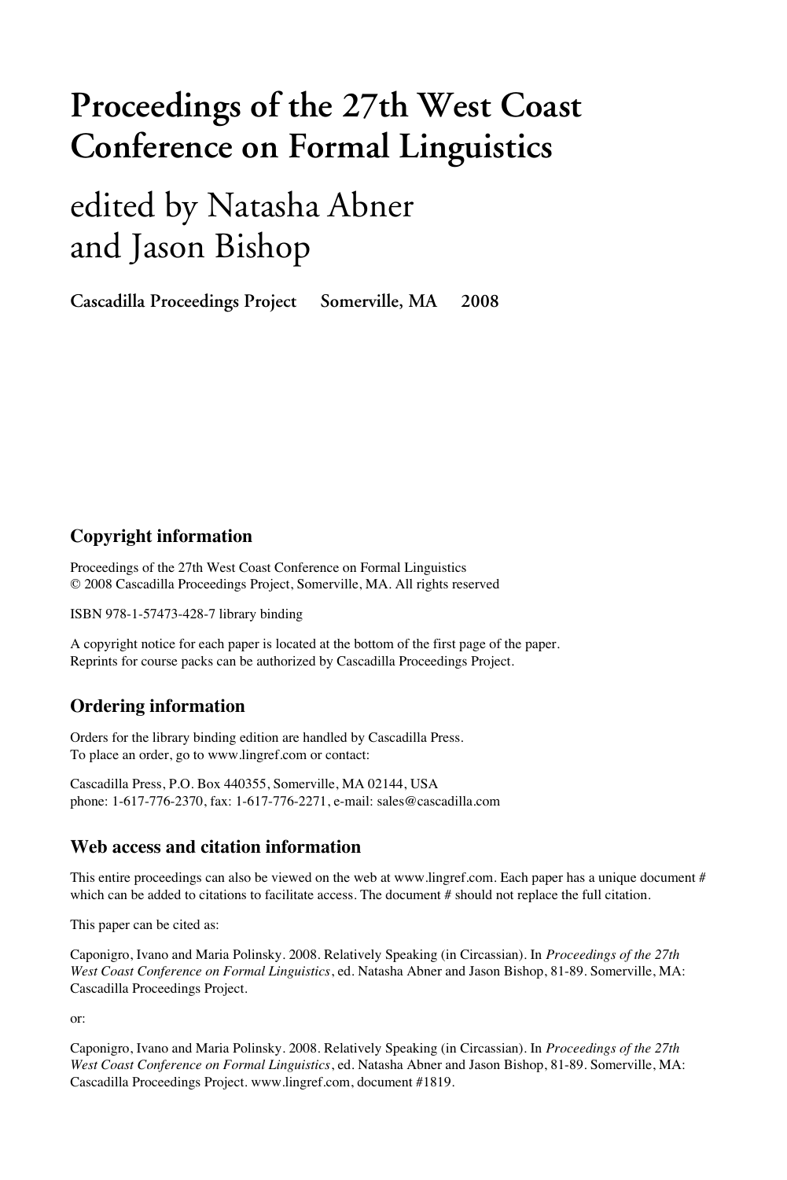# Proceedings of the 27th West Coast Conference on Formal Linguistics

# edited by Natasha Abner and Jason Bishop

**Cascadilla Proceedings Project Somerville, MA 2008**

## Copyright information

Proceedings of the 27th West Coast Conference on Formal Linguistics
© 2008 Cascadilla Proceedings Project, Somerville, MA. All rights reserved

ISBN 978-1-57473-428-7 library binding

A copyright notice for each paper is located at the bottom of the first page of the paper.
Reprints for course packs can be authorized by Cascadilla Proceedings Project.

## Ordering information

Orders for the library binding edition are handled by Cascadilla Press.
To place an order, go to www.lingref.com or contact:

Cascadilla Press, P.O. Box 440355, Somerville, MA 02144, USA
phone: 1-617-776-2370, fax: 1-617-776-2271, e-mail: sales@cascadilla.com

## Web access and citation information

This entire proceedings can also be viewed on the web at www.lingref.com. Each paper has a unique document # which can be added to citations to facilitate access. The document # should not replace the full citation.

This paper can be cited as:

Caponigro, Ivano and Maria Polinsky. 2008. Relatively Speaking (in Circassian). In *Proceedings of the 27th West Coast Conference on Formal Linguistics*, ed. Natasha Abner and Jason Bishop, 81-89. Somerville, MA: Cascadilla Proceedings Project.

or:

Caponigro, Ivano and Maria Polinsky. 2008. Relatively Speaking (in Circassian). In *Proceedings of the 27th West Coast Conference on Formal Linguistics*, ed. Natasha Abner and Jason Bishop, 81-89. Somerville, MA: Cascadilla Proceedings Project. www.lingref.com, document #1819.